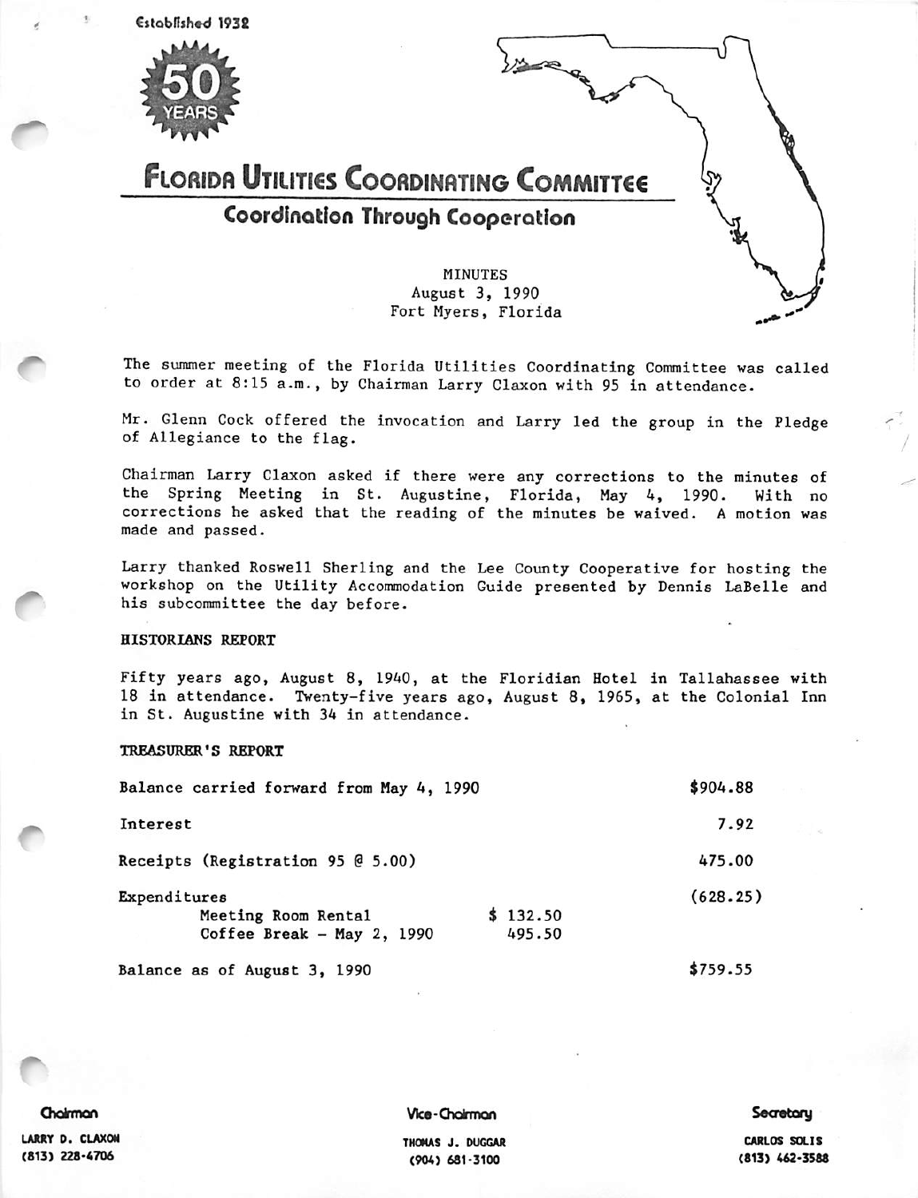Established 1932

50 YEARS

# Florida Utilities Coordinating Committee

## Coordination Through Cooperation

MINUTES
August 3, 1990
Fort Myers, Florida

The summer meeting of the Florida Utilities Coordinating Committee was called to order at 8:15 a.m., by Chairman Larry Claxon with 95 in attendance.

Mr. Glenn Cock offered the invocation and Larry led the group in the Pledge of Allegiance to the flag.

Chairman Larry Claxon asked if there were any corrections to the minutes of the Spring Meeting in St. Augustine, Florida, May 4, 1990. With no corrections he asked that the reading of the minutes be waived. A motion was made and passed.

Larry thanked Roswell Sherling and the Lee County Cooperative for hosting the workshop on the Utility Accommodation Guide presented by Dennis LaBelle and his subcommittee the day before.

### HISTORIANS REPORT

Fifty years ago, August 8, 1940, at the Floridian Hotel in Tallahassee with 18 in attendance. Twenty-five years ago, August 8, 1965, at the Colonial Inn in St. Augustine with 34 in attendance.

### TREASURER'S REPORT

| | | |
|---|---|---|
| Balance carried forward from May 4, 1990 | | $904.88 |
| Interest | | 7.92 |
| Receipts (Registration 95 @ 5.00) | | 475.00 |
| Expenditures | | (628.25) |
| Meeting Room Rental | $ 132.50 | |
| Coffee Break - May 2, 1990 | 495.50 | |
| Balance as of August 3, 1990 | | $759.55 |

Chairman
LARRY D. CLAXON
(813) 228-4706

Vice-Chairman
THOMAS J. DUGGAR
(904) 681-3100

Secretary
CARLOS SOLIS
(813) 462-3588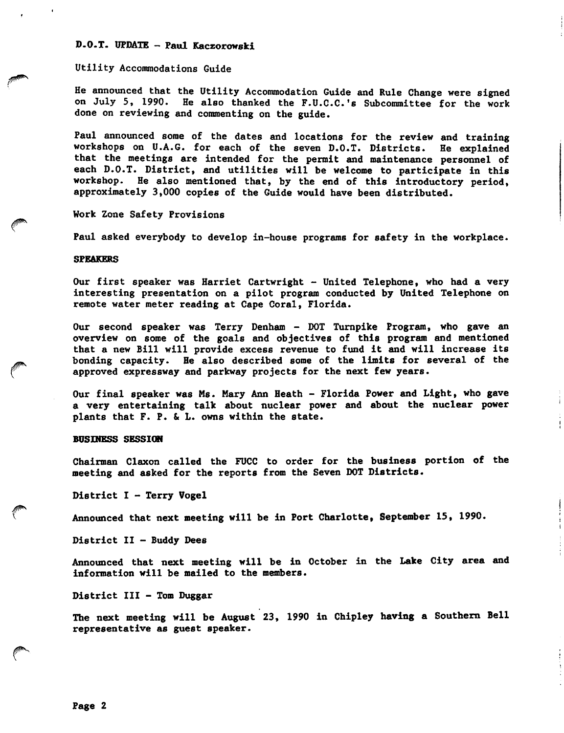## D.O.T. UPDATE - Paul Kaczorowski

Utility Accommodations Guide

He announced that the Utility Accommodation Guide and Rule Change were signed on July 5, 1990. He also thanked the F.U.C.C.'s Subcommittee for the work done on reviewing and commenting on the guide.

Paul announced some of the dates and locations for the review and training workshops on U.A.G. for each of the seven D.O.T. Districts. He explained that the meetings are intended for the permit and maintenance personnel of each D.O.T. District, and utilities will be welcome to participate in this workshop. He also mentioned that, by the end of this introductory period, approximately 3,000 copies of the Guide would have been distributed.

Work Zone Safety Provisions

Paul asked everybody to develop in-house programs for safety in the workplace.

## SPEAKERS

Our first speaker was Harriet Cartwright - United Telephone, who had a very interesting presentation on a pilot program conducted by United Telephone on remote water meter reading at Cape Coral, Florida.

Our second speaker was Terry Denham - DOT Turnpike Program, who gave an overview on some of the goals and objectives of this program and mentioned that a new Bill will provide excess revenue to fund it and will increase its bonding capacity. He also described some of the limits for several of the approved expressway and parkway projects for the next few years.

Our final speaker was Ms. Mary Ann Heath - Florida Power and Light, who gave a very entertaining talk about nuclear power and about the nuclear power plants that F. P. & L. owns within the state.

## BUSINESS SESSION

Chairman Claxon called the FUCC to order for the business portion of the meeting and asked for the reports from the Seven DOT Districts.

District I - Terry Vogel

Announced that next meeting will be in Port Charlotte, September 15, 1990.

District II - Buddy Dees

Announced that next meeting will be in October in the Lake City area and information will be mailed to the members.

District III - Tom Duggar

The next meeting will be August 23, 1990 in Chipley having a Southern Bell representative as guest speaker.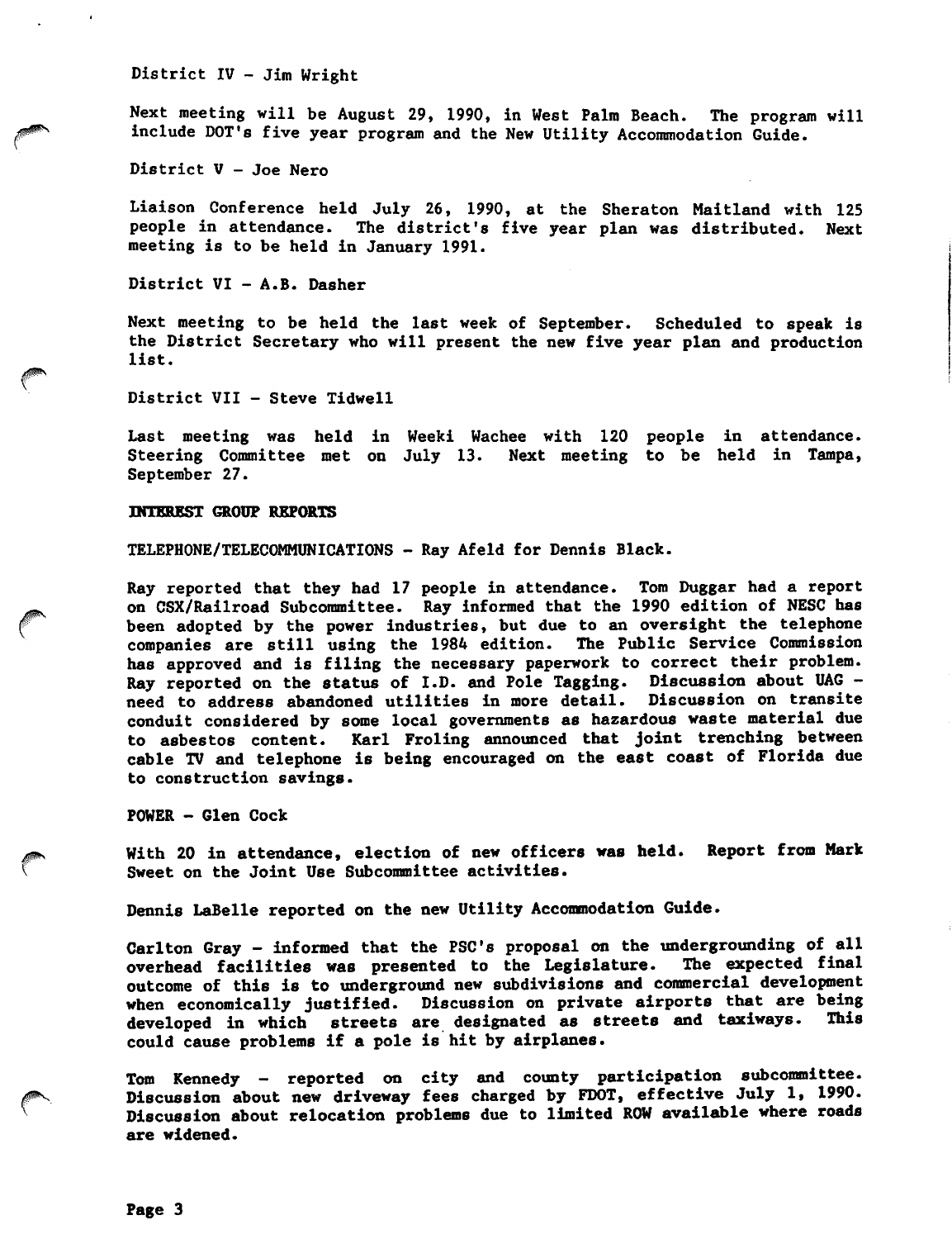District IV - Jim Wright

Next meeting will be August 29, 1990, in West Palm Beach. The program will include DOT's five year program and the New Utility Accommodation Guide.

District V - Joe Nero

Liaison Conference held July 26, 1990, at the Sheraton Maitland with 125 people in attendance. The district's five year plan was distributed. Next meeting is to be held in January 1991.

District VI - A.B. Dasher

Next meeting to be held the last week of September. Scheduled to speak is the District Secretary who will present the new five year plan and production list.

District VII - Steve Tidwell

Last meeting was held in Weeki Wachee with 120 people in attendance. Steering Committee met on July 13. Next meeting to be held in Tampa, September 27.

**INTEREST GROUP REPORTS**

TELEPHONE/TELECOMMUNICATIONS - Ray Afeld for Dennis Black.

Ray reported that they had 17 people in attendance. Tom Duggar had a report on CSX/Railroad Subcommittee. Ray informed that the 1990 edition of NESC has been adopted by the power industries, but due to an oversight the telephone companies are still using the 1984 edition. The Public Service Commission has approved and is filing the necessary paperwork to correct their problem. Ray reported on the status of I.D. and Pole Tagging. Discussion about UAG - need to address abandoned utilities in more detail. Discussion on transite conduit considered by some local governments as hazardous waste material due to asbestos content. Karl Froling announced that joint trenching between cable TV and telephone is being encouraged on the east coast of Florida due to construction savings.

POWER - Glen Cock

With 20 in attendance, election of new officers was held. Report from Mark Sweet on the Joint Use Subcommittee activities.

Dennis LaBelle reported on the new Utility Accommodation Guide.

Carlton Gray - informed that the PSC's proposal on the undergrounding of all overhead facilities was presented to the Legislature. The expected final outcome of this is to underground new subdivisions and commercial development when economically justified. Discussion on private airports that are being developed in which streets are designated as streets and taxiways. This could cause problems if a pole is hit by airplanes.

Tom Kennedy - reported on city and county participation subcommittee. Discussion about new driveway fees charged by FDOT, effective July 1, 1990. Discussion about relocation problems due to limited ROW available where roads are widened.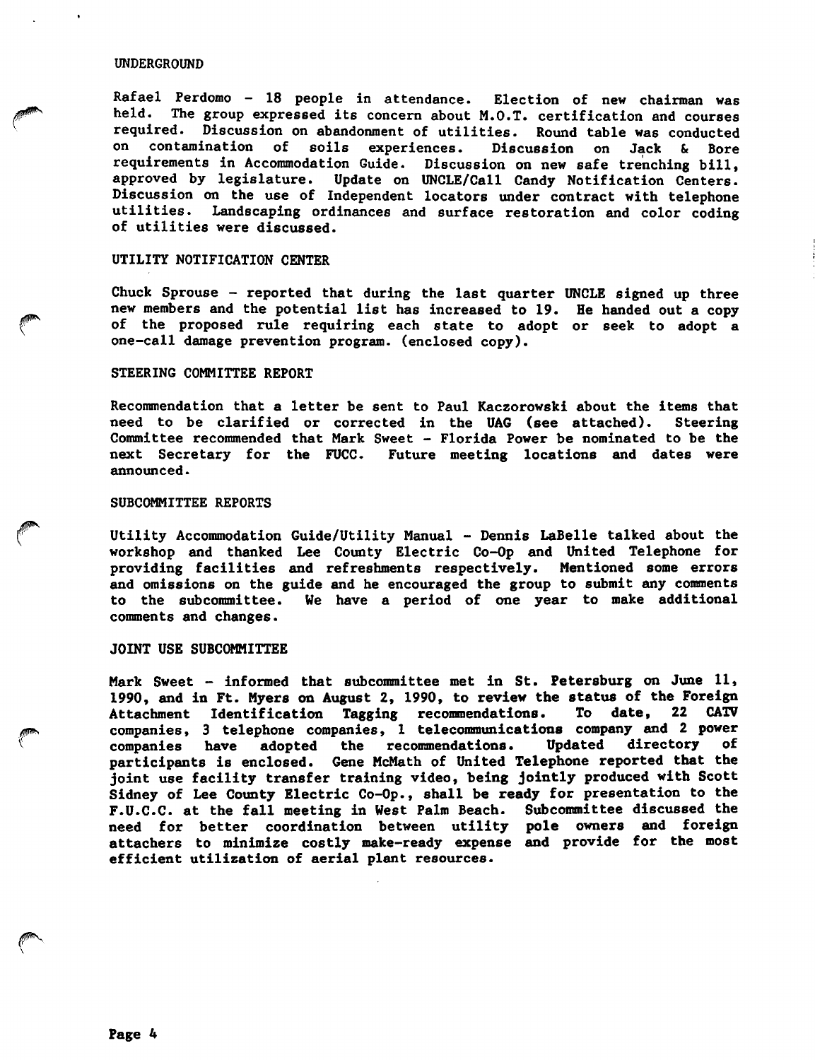## UNDERGROUND

Rafael Perdomo - 18 people in attendance. Election of new chairman was held. The group expressed its concern about M.O.T. certification and courses required. Discussion on abandonment of utilities. Round table was conducted on contamination of soils experiences. Discussion on Jack & Bore requirements in Accommodation Guide. Discussion on new safe trenching bill, approved by legislature. Update on UNCLE/Call Candy Notification Centers. Discussion on the use of Independent locators under contract with telephone utilities. Landscaping ordinances and surface restoration and color coding of utilities were discussed.

## UTILITY NOTIFICATION CENTER

Chuck Sprouse - reported that during the last quarter UNCLE signed up three new members and the potential list has increased to 19. He handed out a copy of the proposed rule requiring each state to adopt or seek to adopt a one-call damage prevention program. (enclosed copy).

## STEERING COMMITTEE REPORT

Recommendation that a letter be sent to Paul Kaczorowski about the items that need to be clarified or corrected in the UAG (see attached). Steering Committee recommended that Mark Sweet - Florida Power be nominated to be the next Secretary for the FUCC. Future meeting locations and dates were announced.

## SUBCOMMITTEE REPORTS

Utility Accommodation Guide/Utility Manual - Dennis LaBelle talked about the workshop and thanked Lee County Electric Co-Op and United Telephone for providing facilities and refreshments respectively. Mentioned some errors and omissions on the guide and he encouraged the group to submit any comments to the subcommittee. We have a period of one year to make additional comments and changes.

## JOINT USE SUBCOMMITTEE

Mark Sweet - informed that subcommittee met in St. Petersburg on June 11, 1990, and in Ft. Myers on August 2, 1990, to review the status of the Foreign Attachment Identification Tagging recommendations. To date, 22 CATV companies, 3 telephone companies, 1 telecommunications company and 2 power companies have adopted the recommendations. Updated directory of participants is enclosed. Gene McMath of United Telephone reported that the joint use facility transfer training video, being jointly produced with Scott Sidney of Lee County Electric Co-Op., shall be ready for presentation to the F.U.C.C. at the fall meeting in West Palm Beach. Subcommittee discussed the need for better coordination between utility pole owners and foreign attachers to minimize costly make-ready expense and provide for the most efficient utilization of aerial plant resources.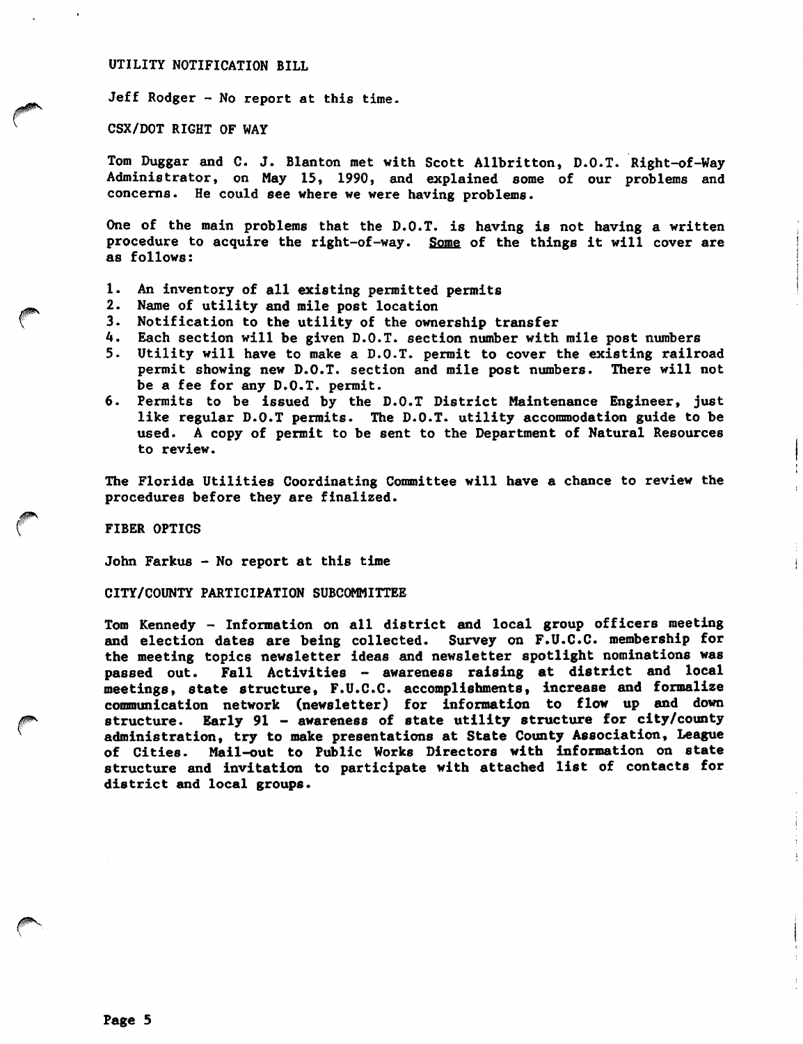## UTILITY NOTIFICATION BILL

Jeff Rodger - No report at this time.

## CSX/DOT RIGHT OF WAY

Tom Duggar and C. J. Blanton met with Scott Allbritton, D.O.T. Right-of-Way Administrator, on May 15, 1990, and explained some of our problems and concerns. He could see where we were having problems.

One of the main problems that the D.O.T. is having is not having a written procedure to acquire the right-of-way. Some of the things it will cover are as follows:

1. An inventory of all existing permitted permits
2. Name of utility and mile post location
3. Notification to the utility of the ownership transfer
4. Each section will be given D.O.T. section number with mile post numbers
5. Utility will have to make a D.O.T. permit to cover the existing railroad permit showing new D.O.T. section and mile post numbers. There will not be a fee for any D.O.T. permit.
6. Permits to be issued by the D.O.T District Maintenance Engineer, just like regular D.O.T permits. The D.O.T. utility accommodation guide to be used. A copy of permit to be sent to the Department of Natural Resources to review.

The Florida Utilities Coordinating Committee will have a chance to review the procedures before they are finalized.

## FIBER OPTICS

John Farkus - No report at this time

## CITY/COUNTY PARTICIPATION SUBCOMMITTEE

Tom Kennedy - Information on all district and local group officers meeting and election dates are being collected. Survey on F.U.C.C. membership for the meeting topics newsletter ideas and newsletter spotlight nominations was passed out. Fall Activities - awareness raising at district and local meetings, state structure, F.U.C.C. accomplishments, increase and formalize communication network (newsletter) for information to flow up and down structure. Early 91 - awareness of state utility structure for city/county administration, try to make presentations at State County Association, League of Cities. Mail-out to Public Works Directors with information on state structure and invitation to participate with attached list of contacts for district and local groups.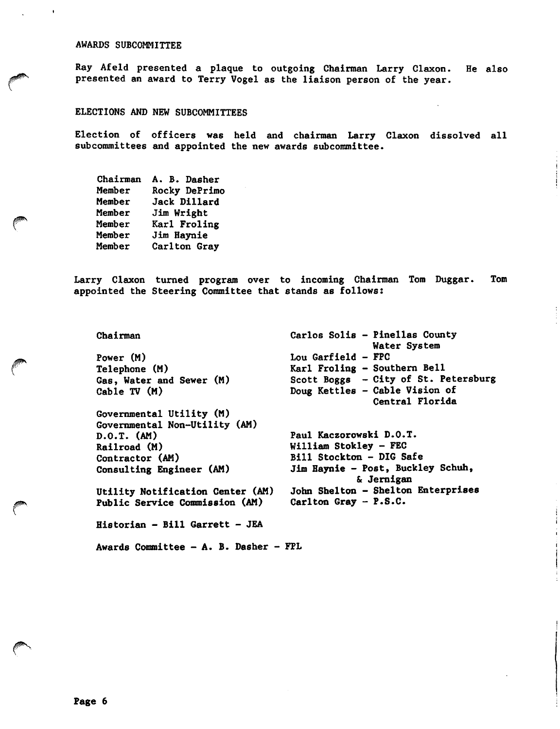## AWARDS SUBCOMMITTEE

Ray Afeld presented a plaque to outgoing Chairman Larry Claxon. He also presented an award to Terry Vogel as the liaison person of the year.

## ELECTIONS AND NEW SUBCOMMITTEES

Election of officers was held and chairman Larry Claxon dissolved all subcommittees and appointed the new awards subcommittee.

| | |
|---|---|
| Chairman | A. B. Dasher |
| Member | Rocky DePrimo |
| Member | Jack Dillard |
| Member | Jim Wright |
| Member | Karl Froling |
| Member | Jim Haynie |
| Member | Carlton Gray |

Larry Claxon turned program over to incoming Chairman Tom Duggar. Tom appointed the Steering Committee that stands as follows:

| | |
|---|---|
| Chairman | Carlos Solis - Pinellas County Water System |
| Power (M) | Lou Garfield - FPC |
| Telephone (M) | Karl Froling - Southern Bell |
| Gas, Water and Sewer (M) | Scott Boggs - City of St. Petersburg |
| Cable TV (M) | Doug Kettles - Cable Vision of Central Florida |
| Governmental Utility (M) | |
| Governmental Non-Utility (AM) | |
| D.O.T. (AM) | Paul Kaczorowski D.O.T. |
| Railroad (M) | William Stokley - FEC |
| Contractor (AM) | Bill Stockton - DIG Safe |
| Consulting Engineer (AM) | Jim Haynie - Post, Buckley Schuh, & Jernigan |
| Utility Notification Center (AM) | John Shelton - Shelton Enterprises |
| Public Service Commission (AM) | Carlton Gray - P.S.C. |

Historian - Bill Garrett - JEA

Awards Committee - A. B. Dasher - FPL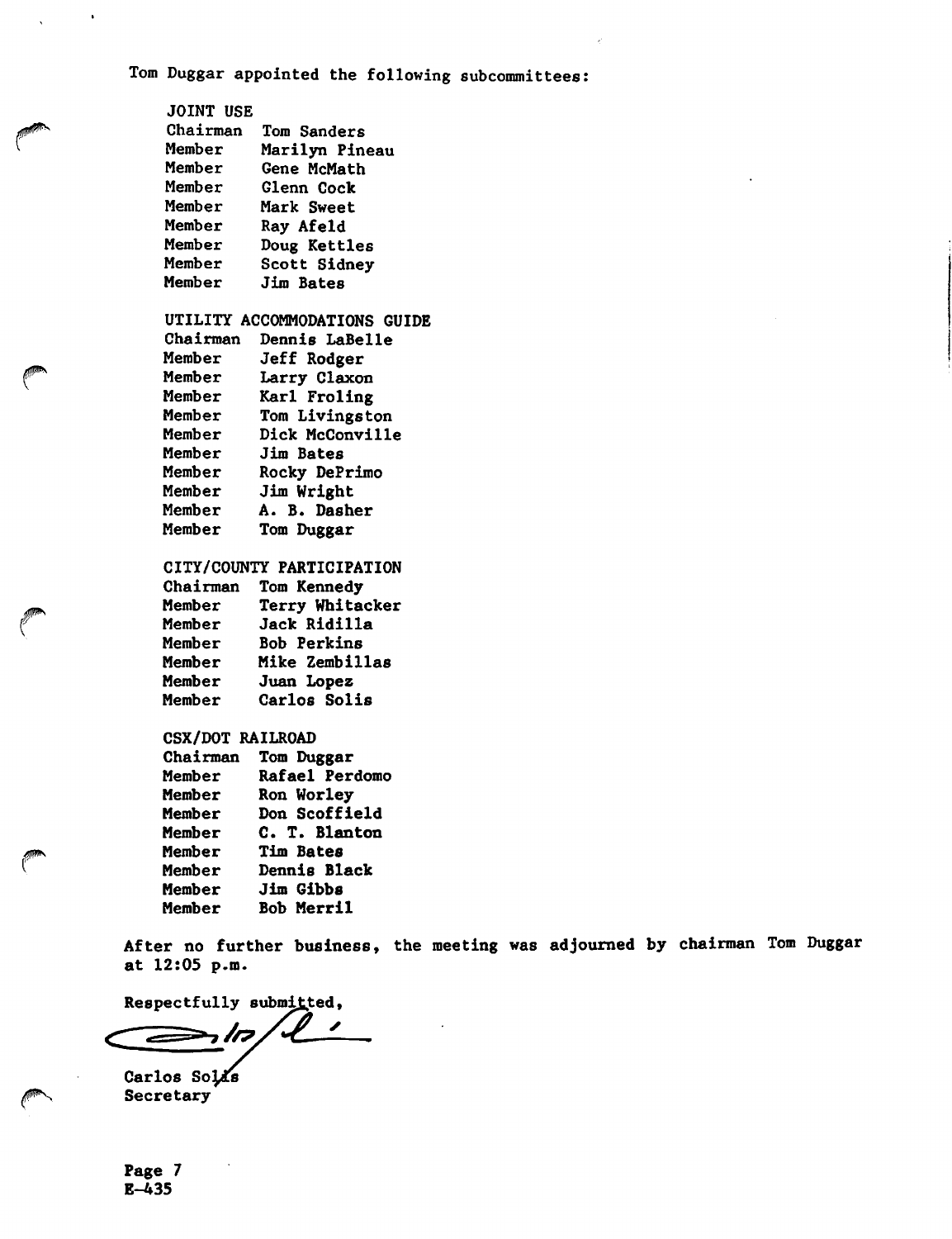Tom Duggar appointed the following subcommittees:

JOINT USE

| | |
|---|---|
| Chairman | Tom Sanders |
| Member | Marilyn Pineau |
| Member | Gene McMath |
| Member | Glenn Cock |
| Member | Mark Sweet |
| Member | Ray Afeld |
| Member | Doug Kettles |
| Member | Scott Sidney |
| Member | Jim Bates |

UTILITY ACCOMMODATIONS GUIDE

| | |
|---|---|
| Chairman | Dennis LaBelle |
| Member | Jeff Rodger |
| Member | Larry Claxon |
| Member | Karl Froling |
| Member | Tom Livingston |
| Member | Dick McConville |
| Member | Jim Bates |
| Member | Rocky DePrimo |
| Member | Jim Wright |
| Member | A. B. Dasher |
| Member | Tom Duggar |

CITY/COUNTY PARTICIPATION

| | |
|---|---|
| Chairman | Tom Kennedy |
| Member | Terry Whitacker |
| Member | Jack Ridilla |
| Member | Bob Perkins |
| Member | Mike Zembillas |
| Member | Juan Lopez |
| Member | Carlos Solis |

CSX/DOT RAILROAD

| | |
|---|---|
| Chairman | Tom Duggar |
| Member | Rafael Perdomo |
| Member | Ron Worley |
| Member | Don Scoffield |
| Member | C. T. Blanton |
| Member | Tim Bates |
| Member | Dennis Black |
| Member | Jim Gibbs |
| Member | Bob Merril |

After no further business, the meeting was adjourned by chairman Tom Duggar at 12:05 p.m.

Respectfully submitted,

Carlos Solis
Secretary

E-435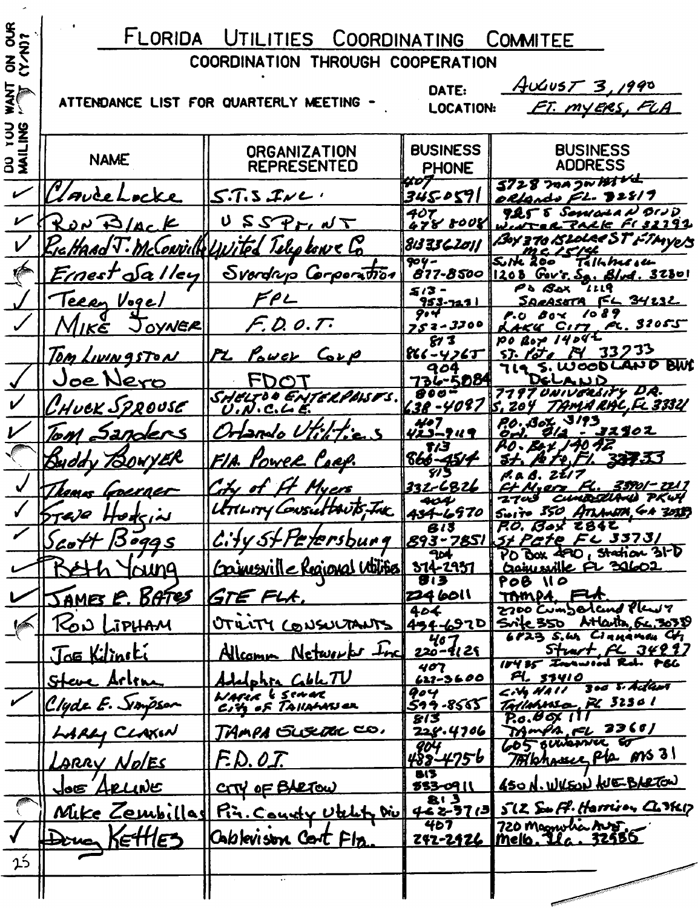# FLORIDA UTILITIES COORDINATING COMMITEE

COORDINATION THROUGH COOPERATION

ATTENDANCE LIST FOR QUARTERLY MEETING - DATE: AUGUST 3, 1990 LOCATION: FT. MYERS, FLA

| DO YOU WANT ON OUR MAILING (Y/N)? | NAME | ORGANIZATION REPRESENTED | BUSINESS PHONE | BUSINESS ADDRESS |
|---|---|---|---|---|
| ✓ | Claude Locke | S.T.S. INC. | 407 345-0591 | 5728 Major Blvd Orlando FL 32819 |
| ✓ | Ron Black | US Sprint | 407 678 8008 | 925 S Semoran Blvd Winter Park Fl 32792 |
| ✓ | Richard J. McConville | United Telephone Co | 813 336 2011 | Box 370 1520 Lee St Ft Myers MC 5158 |
| ✓ | Ernest Salley | Sverdrup Corporation | 904-877-8500 | Suite 200 Tallahassee 1208 Gov's Sq. Blvd. 32301 |
| ✓ | Terry Vogel | FPL | 813-953-7231 | PO Box 1119 Sarasota FL 34232 |
| ✓ | Mike Joyner | F.D.O.T. | 904 752-3300 | P.O. Box 1089 Lake City, FL. 32055 |
| | Tom Livingston | FL Power Corp | 813 866-4765 | PO Box 14042 St. Pete FL 33733 |
| ✓ | Joe Nero | FDOT | 904 736-5084 | 719 S. Woodland Blvd DeLand |
| ✓ | Chuck Sprouse | Shelton Enterprises. U.N.C.L.E. | 800-638-4097 | 7797 University Dr. S. 204 Tamarac, FL 33321 |
| ✓ | Tom Sanders | Orlando Utilities | 407 423-9119 | P.O. Box 3193 Orl. Fla. 32802 |
| ✓ | Buddy Bowyer | Fla. Power Corp. | 813 866-4514 | P.O. Box 14042 St. Pete, Fl. 33733 |
| ✓ | Thomas Goerner | City of Ft Myers | 813 332-6826 | P.O.B. 2217 Ft Myers FL. 33901-2217 |
| ✓ | Steve Hodgin | Utility Consultants, Inc. | 404 434-6970 | 2700 Cumberland Pkwy Suite 350 Atlanta, GA 30339 |
| ✓ | Scott Boggs | City St Petersburg | 813 893-7851 | P.O. Box 2842 St Pete FL 33731 |
| ✓ | Beth Young | Gainesville Regional Utilities | 904 374-2937 | PO Box 490, Station 31-D Gainesville FL 32602 |
| ✓ | James E. Bates | GTE FLA. | 813 224 6011 | POB 110 Tampa, FLA. |
| ✓ | Ron Lipham | Utility Consultants | 404 434-6970 | 2700 Cumberland Pkwy Suite 350 Atlanta, Ga. 30339 |
| | Joe Kilinski | Allcomm Networks Inc | 407 220-9129 | 6823 S.W. Cinnamon Ct Stuart, FL 34997 |
| | Steve Arlen | Adelphia Cable TV | 407 627-3600 | 10435 Ironwood Rd. PBG FL 33410 |
| ✓ | Clyde E. Simpson | Water & Sewer City of Tallahassee | 904 599-8555 | City Hall 300 S. Adams Tallahassee, FL 32301 |
| | Larry Claxon | Tampa Electric Co. | 813 228-4706 | P.O. Box 111 Tampa, FL 33601 |
| | Larry Noles | F.D.O.T. | 904 488-4756 | 605 Suwannee St Tallahassee Fla MS 31 |
| | Joe Arline | City of Bartow | 813 533-0911 | 450 N. Wilson Ave Bartow |
| ✓ | Mike Zembillas | Pin. County Utility Div | 813 462-3713 | 512 So Ft. Harrison Cl. 34617 |
| ✓ | Doug Kettles | Cablevision Cent Fla. | 407 292-2926 | 720 Magnolia Ave. Mello. Fla. 32935 |

25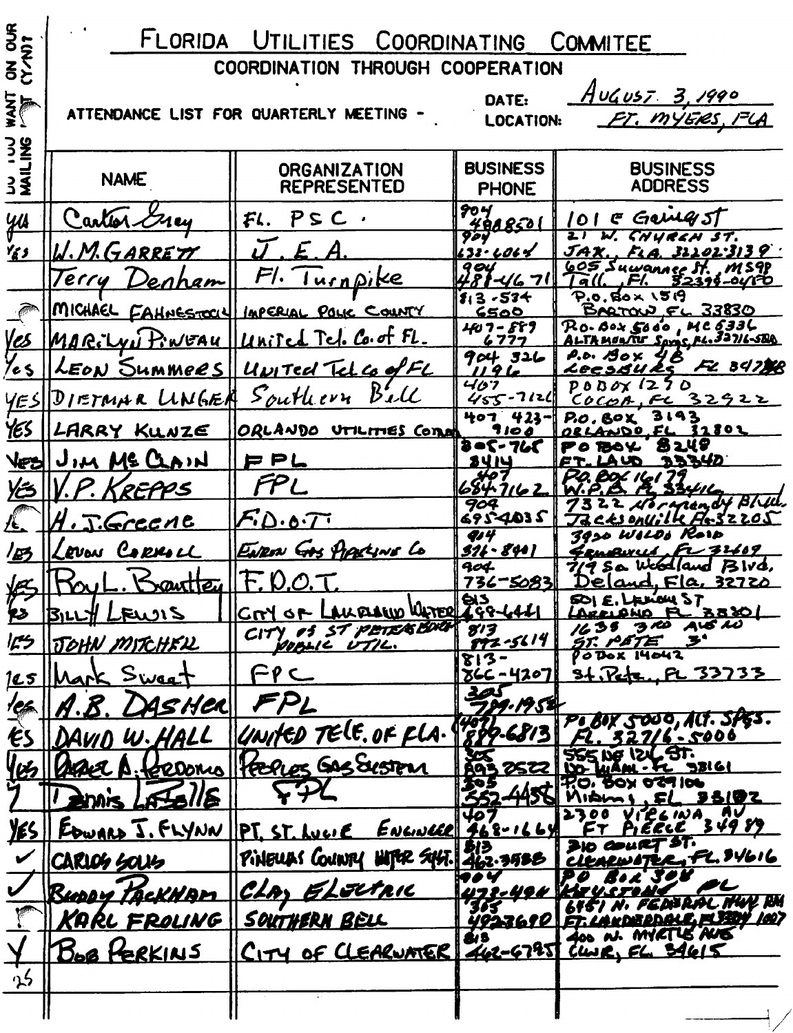# FLORIDA UTILITIES COORDINATING COMMITEE

## COORDINATION THROUGH COOPERATION

ATTENDANCE LIST FOR QUARTERLY MEETING -

DATE: AUGUST 3, 1990

LOCATION: FT. MYERS, FLA

| DO YOU WANT ON OUR MAILING LIST(Y/N)? | NAME | ORGANIZATION REPRESENTED | BUSINESS PHONE | BUSINESS ADDRESS |
|---|---|---|---|---|
| yes | Carter Grey | FL. PSC. | 904 4888501 | 101 E Gaines St |
| YES | W.M. GARRETT | J.E.A. | 904 632-6064 | 21 W. CHURCH ST. JAX., FLA. 32202-3139 |
| | Terry Denham | Fl. Turnpike | 904 488-4671 | 605 Suwannee St. MS98 Tall., Fl. 32399-0450 |
| | MICHAEL FAHNESTOCK | IMPERIAL POLK COUNTY | 813-534 6500 | P.O. BOX 1519 BARTOW, FL 33830 |
| Yes | MARILYN PINEAU | United Tel. Co. of FL. | 407-889 6777 | P.O. BOX 5000, MC 5336 ALTAMONTE Sprgs, FL. 32716-5000 |
| Yes | LEON SUMMERS | United Tel Co of FL | 904 326 1196 | P.O. Box 48 LEESBURG FL 34748 |
| YES | DIETMAR UNGER | Southern Bell | 407 455-7126 | PO BOX 1290 COCOA, FL 32922 |
| YES | LARRY KUNZE | ORLANDO UTILITIES COMM | 407 423-9100 | P.O. BOX 3193 ORLANDO, FL 32802 |
| Yes | JIM MC CLAIN | FPL | 305-765 8414 | PO BOX 8248 FT. LAUD 33340 |
| YES | V.P. KREPPS | FPL | 407 684-7162 | PO. BOX 16179 W.P.B. FL 33416 |
| Y | H.J. Greene | F.D.O.T. | 904 695-4035 | 7322 Normandy Blvd. Jacksonville Fla 32205 |
| YES | LEVON CARROLL | ENRON GAS PIPELINE Co | 904 376-8401 | 3930 WALDO ROAD GAINESVILLE, FL 32609 |
| YES | Roy L. Brantley | F.D.O.T. | 904 736-5083 | 719 So. Woodland Blvd. Deland, Fla. 32720 |
| YES | BILLY LEWIS | CITY OF LAKELAND WATER | 813 499-6441 | 501 E. LEMON ST LAKELAND FL 33801 |
| YES | JOHN MITCHELL | CITY OF ST PETERSBURG PUBLIC UTIL. | 813 892-5614 | 1635 3RD AVE NO ST. PETE 3' |
| YES | Mark Sweat | FPC | 813-866-4207 | PO BOX 14042 St. Pete., FL 33733 |
| YES | A.B. DASHER | FPL | 305 789-1952 | |
| YES | DAVID W. HALL | UNITED TELE. OF FLA. | (407) 889-6813 | PO BOX 5000, ALT. SPGS. FL. 32716-5000 |
| Yes | PABLO A. PERDOMO | PEOPLES GAS SYSTEM | 305 893 2522 | 555 NE 126 ST. NO. MIAMI - FL 33161 |
| Y | Dennis LaBelle | FPL | 305 552-4458 | P.O. BOX 029100 Miami, FL 33102 |
| YES | EDWARD J. FLYNN | PT. ST. LUCIE ENGINEER | 407 468-1664 | 2300 VIRGINIA AV FT PIERCE 34989 |
| ✓ | CARLOS SOLIS | PINELLAS COUNTY WATER SYST. | 813 462-3588 | 310 COURT ST. CLEARWATER, FL. 34616 |
| ✓ | BUDDY PACKHAM | CLAY ELECTRIC | 904 473-4914 | PO BOX 308 KEYSTONE FL |
| | KARL FROLING | SOUTHERN BELL | 305 492-3690 | 6451 N. FEDERAL HWY RM FT. LAUDERDALE, FL 33308 1007 |
| Y | BOB PERKINS | CITY OF CLEARWATER | 813 462-6785 | 400 N. MYRTLE AVE CLWR, FL. 34615 |
| 25 | | | | |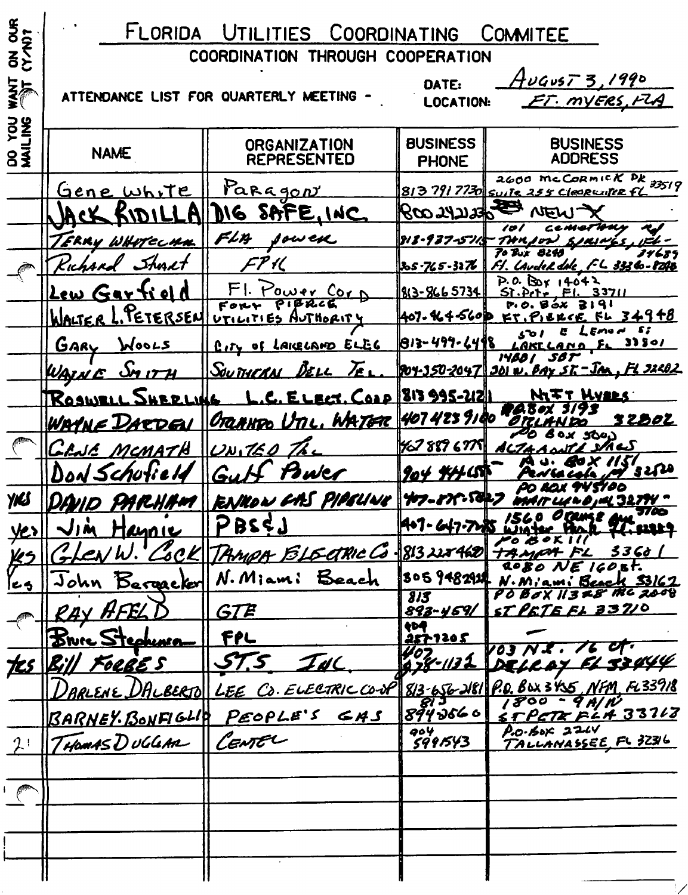# FLORIDA UTILITIES COORDINATING COMMITEE

## COORDINATION THROUGH COOPERATION

ATTENDANCE LIST FOR QUARTERLY MEETING -

DATE: AUGUST 3, 1990

LOCATION: FT. MYERS, FLA

| DO YOU WANT ON OUR MAILING LIST (Y/N)? | NAME | ORGANIZATION REPRESENTED | BUSINESS PHONE | BUSINESS ADDRESS |
|---|---|---|---|---|
| | Gene White | Paragon | 813 791 7730 | 2600 McCormick Dr Suite 255 Clearwater FL 33519 |
| | JACK RIDILLA | DIG SAFE, INC | 800 242 1230 | NEW X |
| | TERRY WHITECHAR | FLA power | 813-937-5115 | 101 cemetery rd Tarpon Springs, FL 34689 |
| | Richard Short | FP&L | 305-765-3276 | PO Box 8248 Ft. Lauderdale, FL 33310-8248 |
| | Lew Garfield | Fl. Power Corp | 813-866 5734 | P.O. Box 14042 St. Pete, FL 33711 |
| | WALTER L. PETERSEN | FORT PIERCE UTILITIES AUTHORITY | 407-464-5600 | P.O. Box 3191 FT. PIERCE FL 34948 |
| | GARY WOOLS | City of LAKELAND ELEC | 813-499-6498 | 501 E LEMON St LAKELAND, FL 33801 |
| | WAYNE SMITH | SOUTHERN BELL TEL. | 904-350-2047 | 14B01 SBT 301 W. BAY ST. - JAX, FL 32202 |
| | ROSWELL SHERLING | L.C. ELECT. COOP | 813 995-2121 | N. FT. MYERS |
| | WAYNE DARDEN | ORLANDO UTIL. WATER | 407 423 9100 | PO Box 3193 ORLANDO 32802 |
| | GENE MCMATH | UNITED TEL | 407 889 6775 | PO BOX 5000 ALTAMONTE SPRGS |
| | Don Schofield | Gulf Power | 904 444 6555 | P.O. BOX 1151 Pensacola, FL 32520 |
| YES | DAVID PARHAM | ENRON GAS PIPELINE | 407-875-5827 | PO BOX 945100 MAITLAND, FL 32794-5100 |
| yes | Jim Haynie | PBS&J | 407-647-7275 | 1560 Orange Ave Winter Park FL 32789 |
| YES | GLEN W. COCK | TAMPA ELECTRIC Co | 813 228 4620 | PO BOX 111 TAMPA FL 33601 |
| Yes | John Bergacker | N. Miami Beach | 305 948 2928 | 2080 NE 160 St. N. Miami Beach 33162 |
| | RAY AFELD | GTE | 813 893-4591 | PO BOX 11328 MC 2008 ST PETE FL 33710 |
| | Bruce Stephenson | FPL | 904 257-7205 | — |
| YES | Bill FORBES | STS INC | 407 278-1132 | 103 NE 16 ct. DELRAY FL 33444 |
| | DARLENE DALBERTO | LEE CO. ELECTRIC CO-OP | 813-656-2181 | P.O. Box 3455, NFM, FL 33918 |
| | BARNEY BONFIGLIO | PEOPLE'S GAS | 813 894-2560 | 1800 - 9 A/N ST PETE FLA 33718 |
| 21 | THOMAS DUGGAR | CENTEL | 904 599 1543 | P.O. Box 2214 TALLAHASSEE, FL 32316 |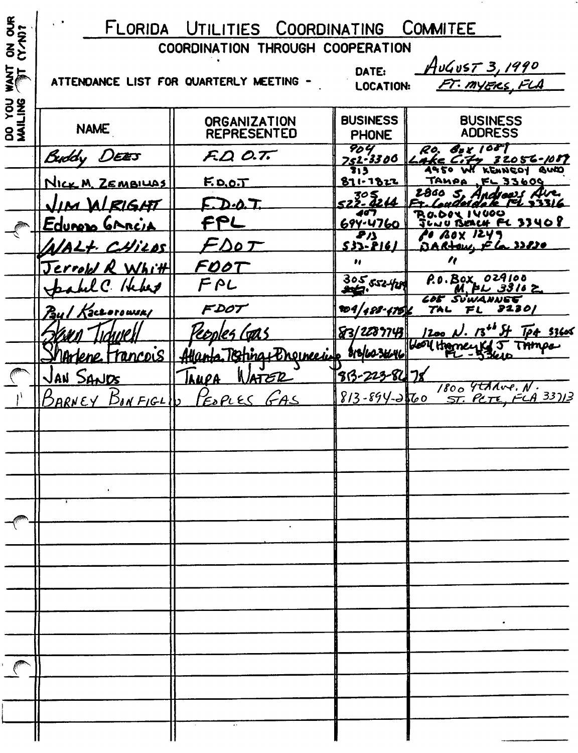# FLORIDA UTILITIES COORDINATING COMMITEE

## COORDINATION THROUGH COOPERATION

ATTENDANCE LIST FOR QUARTERLY MEETING - DATE: *AUGUST 3, 1990*  LOCATION: *FT. MYERS, FLA*

| DO YOU WANT ON OUR MAILING LIST (Y/N)? | NAME | ORGANIZATION REPRESENTED | BUSINESS PHONE | BUSINESS ADDRESS |
|---|---|---|---|---|
| | Buddy Dees | F.D.O.T. | 904 752-3300 | P.O. Box 1089 Lake City 32056-1089 |
| | Nick M. Zembillas | F.D.O.T | 813 871-7822 | 4950 W. Kennedy Blvd Tampa, FL 33609 |
| | Jim Wright | F.D.O.T. | 305 522-4244 | 2800 S. Andrews Ave. Ft. Lauderdale FL 33316 |
| | Eduardo Garcia | FPL | 407 694-4760 | P.O. Box 14000 Juno Beach FL 33408 |
| | Walt Childs | FDOT | 813 533-8161 | PO Box 1249 Bartow, Fla 33830 |
| | Jerrold R Whitt | FDOT | " | " |
| | Isabel C. Hebert | FPL | 305 552-4289 | P.O. Box 029100 M, FL 33102 |
| | Paul Kaczorowski | FDOT | 904/488-4756 | 605 Suwannee TAL FL 32301 |
| | Steven Tidwell | Peoples Gas | 813/2289743 | 1200 N. 13th St Tpa 33605 |
| | Sharlene Francois | Atlanta Testing & Engineering | 813/6036646 | 6604 Harney Rd J Tampa FL-33610 |
| | Jan Sands | Tampa Water | 813-223-8678 | |
| | Barney Bonfiglio | Peoples Gas | 813-894-2560 | 1800 4th Ave. N. St. Pete, FLA 33713 |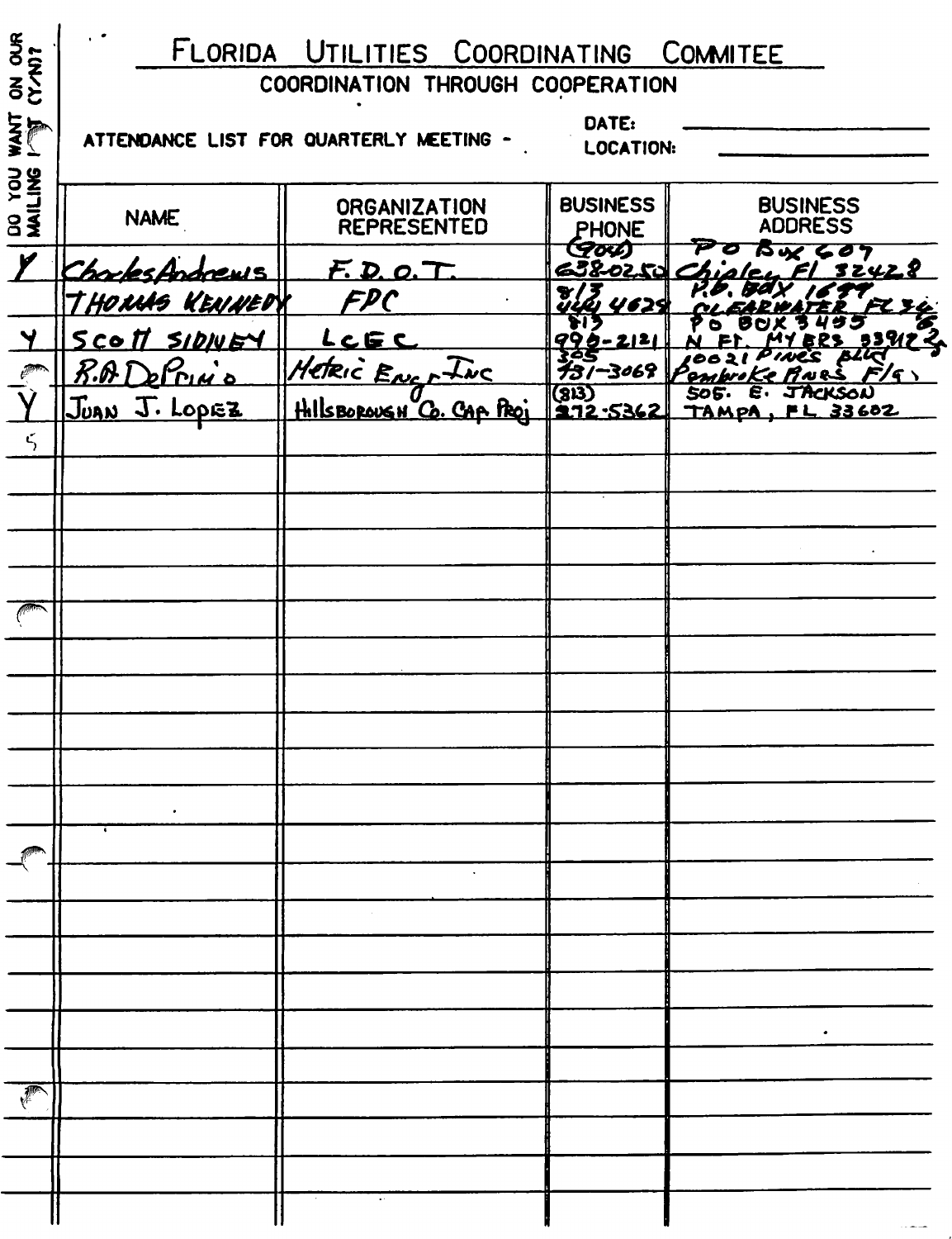# FLORIDA UTILITIES COORDINATING COMMITEE

COORDINATION THROUGH COOPERATION

ATTENDANCE LIST FOR QUARTERLY MEETING -

DATE:

LOCATION:

| DO YOU WANT ON OUR MAILING LIST (Y/N)? | NAME | ORGANIZATION REPRESENTED | BUSINESS PHONE | BUSINESS ADDRESS |
|---|---|---|---|---|
| Y | Charles Andrews | F.D.O.T. | (904) 638-0250 | PO Box 607 Chipley Fl 32428 |
| | THOMAS KENNEDY | FPC | 813 444 4629 | P.O. BOX 1699 CLEARWATER FL 346 |
| Y | SCOTT SIDNEY | LCEC | 813 995-2121 | PO BOX 3455 N FT. MYERS 33918 |
| | R.A DePrimo | Metric Eng Inc | 305 431-3069 | 10021 Pines Blvd Pembroke Pines Fla |
| Y | JUAN J. LOPEZ | Hillsborough Co. Cap. Proj | (813) 272-5362 | 505 E. JACKSON TAMPA, FL 33602 |
| | | | | |
| | | | | |
| | | | | |
| | | | | |
| | | | | |
| | | | | |
| | | | | |
| | | | | |
| | | | | |
| | | | | |
| | | | | |
| | | | | |
| | | | | |
| | | | | |
| | | | | |
| | | | | |
| | | | | |
| | | | | |
| | | | | |
| | | | | |
| | | | | |
| | | | | |